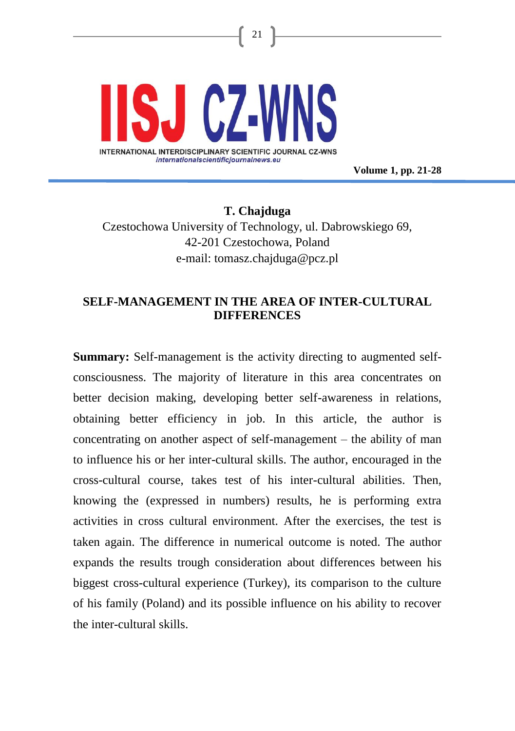**T. Chajduga**

Czestochowa University of Technology, ul. Dabrowskiego 69,
42-201 Czestochowa, Poland
e-mail: tomasz.chajduga@pcz.pl

# SELF-MANAGEMENT IN THE AREA OF INTER-CULTURAL DIFFERENCES

**Summary:** Self-management is the activity directing to augmented self-consciousness. The majority of literature in this area concentrates on better decision making, developing better self-awareness in relations, obtaining better efficiency in job. In this article, the author is concentrating on another aspect of self-management – the ability of man to influence his or her inter-cultural skills. The author, encouraged in the cross-cultural course, takes test of his inter-cultural abilities. Then, knowing the (expressed in numbers) results, he is performing extra activities in cross cultural environment. After the exercises, the test is taken again. The difference in numerical outcome is noted. The author expands the results trough consideration about differences between his biggest cross-cultural experience (Turkey), its comparison to the culture of his family (Poland) and its possible influence on his ability to recover the inter-cultural skills.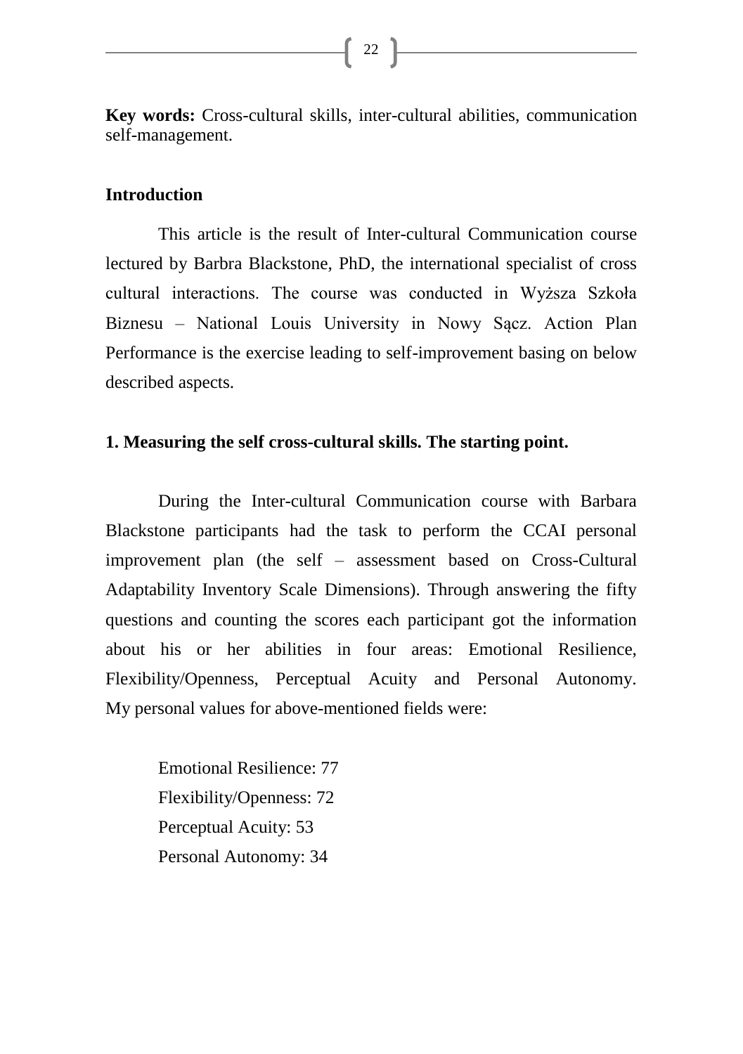**Key words:** Cross-cultural skills, inter-cultural abilities, communication self-management.

## Introduction

This article is the result of Inter-cultural Communication course lectured by Barbra Blackstone, PhD, the international specialist of cross cultural interactions. The course was conducted in Wyższa Szkoła Biznesu – National Louis University in Nowy Sącz. Action Plan Performance is the exercise leading to self-improvement basing on below described aspects.

## 1. Measuring the self cross-cultural skills. The starting point.

During the Inter-cultural Communication course with Barbara Blackstone participants had the task to perform the CCAI personal improvement plan (the self – assessment based on Cross-Cultural Adaptability Inventory Scale Dimensions). Through answering the fifty questions and counting the scores each participant got the information about his or her abilities in four areas: Emotional Resilience, Flexibility/Openness, Perceptual Acuity and Personal Autonomy. My personal values for above-mentioned fields were:

Emotional Resilience: 77
Flexibility/Openness: 72
Perceptual Acuity: 53
Personal Autonomy: 34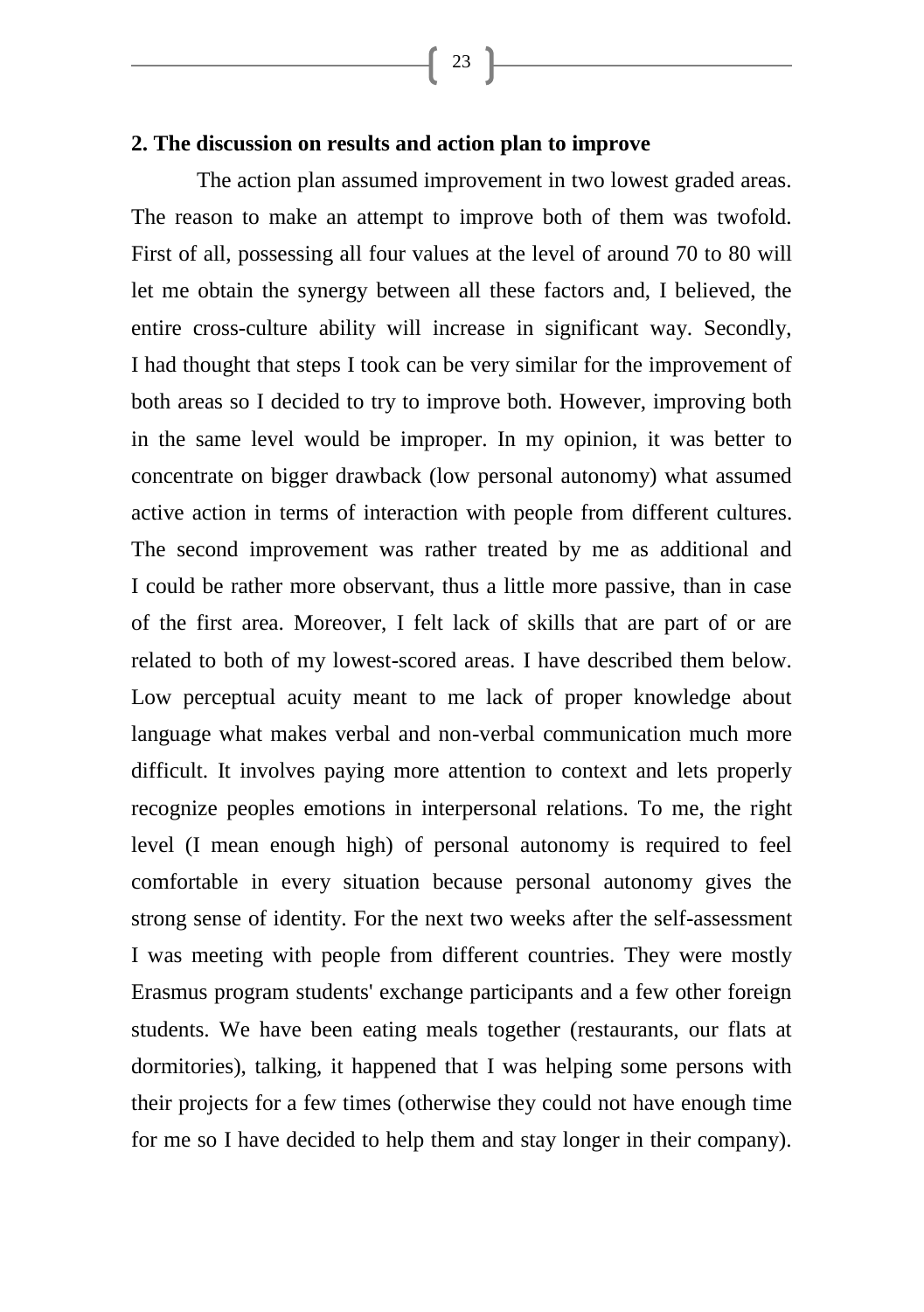## 2. The discussion on results and action plan to improve

The action plan assumed improvement in two lowest graded areas. The reason to make an attempt to improve both of them was twofold. First of all, possessing all four values at the level of around 70 to 80 will let me obtain the synergy between all these factors and, I believed, the entire cross-culture ability will increase in significant way. Secondly, I had thought that steps I took can be very similar for the improvement of both areas so I decided to try to improve both. However, improving both in the same level would be improper. In my opinion, it was better to concentrate on bigger drawback (low personal autonomy) what assumed active action in terms of interaction with people from different cultures. The second improvement was rather treated by me as additional and I could be rather more observant, thus a little more passive, than in case of the first area. Moreover, I felt lack of skills that are part of or are related to both of my lowest-scored areas. I have described them below. Low perceptual acuity meant to me lack of proper knowledge about language what makes verbal and non-verbal communication much more difficult. It involves paying more attention to context and lets properly recognize peoples emotions in interpersonal relations. To me, the right level (I mean enough high) of personal autonomy is required to feel comfortable in every situation because personal autonomy gives the strong sense of identity. For the next two weeks after the self-assessment I was meeting with people from different countries. They were mostly Erasmus program students' exchange participants and a few other foreign students. We have been eating meals together (restaurants, our flats at dormitories), talking, it happened that I was helping some persons with their projects for a few times (otherwise they could not have enough time for me so I have decided to help them and stay longer in their company).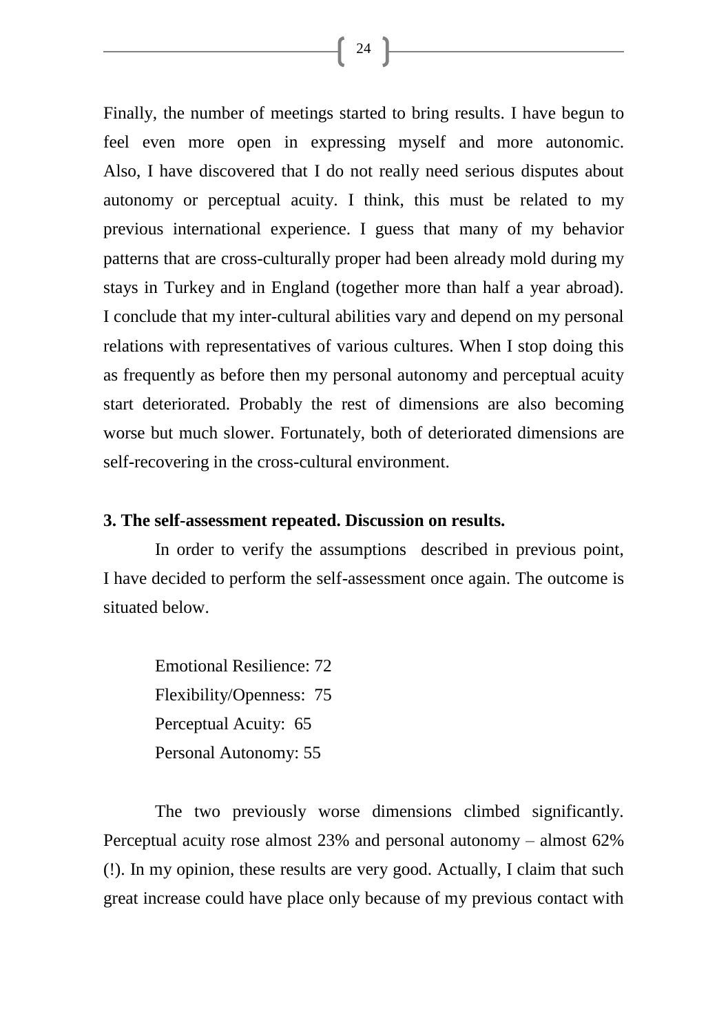Finally, the number of meetings started to bring results. I have begun to feel even more open in expressing myself and more autonomic. Also, I have discovered that I do not really need serious disputes about autonomy or perceptual acuity. I think, this must be related to my previous international experience. I guess that many of my behavior patterns that are cross-culturally proper had been already mold during my stays in Turkey and in England (together more than half a year abroad). I conclude that my inter-cultural abilities vary and depend on my personal relations with representatives of various cultures. When I stop doing this as frequently as before then my personal autonomy and perceptual acuity start deteriorated. Probably the rest of dimensions are also becoming worse but much slower. Fortunately, both of deteriorated dimensions are self-recovering in the cross-cultural environment.

### 3. The self-assessment repeated. Discussion on results.

In order to verify the assumptions described in previous point, I have decided to perform the self-assessment once again. The outcome is situated below.

Emotional Resilience: 72
Flexibility/Openness: 75
Perceptual Acuity: 65
Personal Autonomy: 55

The two previously worse dimensions climbed significantly. Perceptual acuity rose almost 23% and personal autonomy – almost 62% (!). In my opinion, these results are very good. Actually, I claim that such great increase could have place only because of my previous contact with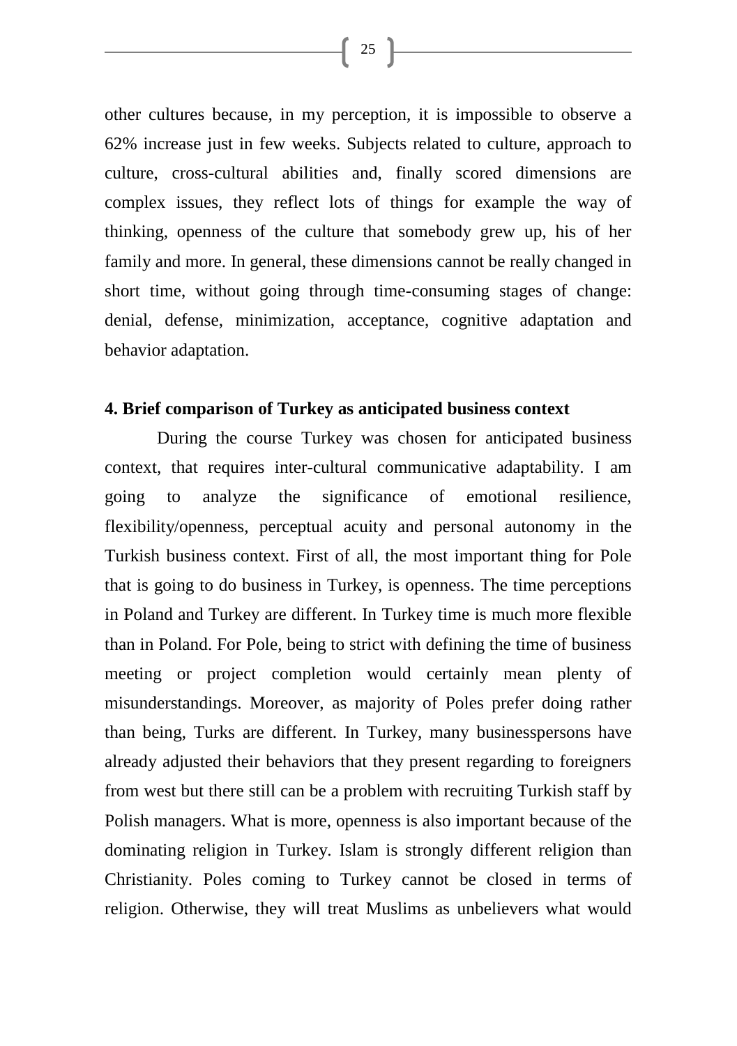other cultures because, in my perception, it is impossible to observe a 62% increase just in few weeks. Subjects related to culture, approach to culture, cross-cultural abilities and, finally scored dimensions are complex issues, they reflect lots of things for example the way of thinking, openness of the culture that somebody grew up, his of her family and more. In general, these dimensions cannot be really changed in short time, without going through time-consuming stages of change: denial, defense, minimization, acceptance, cognitive adaptation and behavior adaptation.

## 4. Brief comparison of Turkey as anticipated business context

During the course Turkey was chosen for anticipated business context, that requires inter-cultural communicative adaptability. I am going to analyze the significance of emotional resilience, flexibility/openness, perceptual acuity and personal autonomy in the Turkish business context. First of all, the most important thing for Pole that is going to do business in Turkey, is openness. The time perceptions in Poland and Turkey are different. In Turkey time is much more flexible than in Poland. For Pole, being to strict with defining the time of business meeting or project completion would certainly mean plenty of misunderstandings. Moreover, as majority of Poles prefer doing rather than being, Turks are different. In Turkey, many businesspersons have already adjusted their behaviors that they present regarding to foreigners from west but there still can be a problem with recruiting Turkish staff by Polish managers. What is more, openness is also important because of the dominating religion in Turkey. Islam is strongly different religion than Christianity. Poles coming to Turkey cannot be closed in terms of religion. Otherwise, they will treat Muslims as unbelievers what would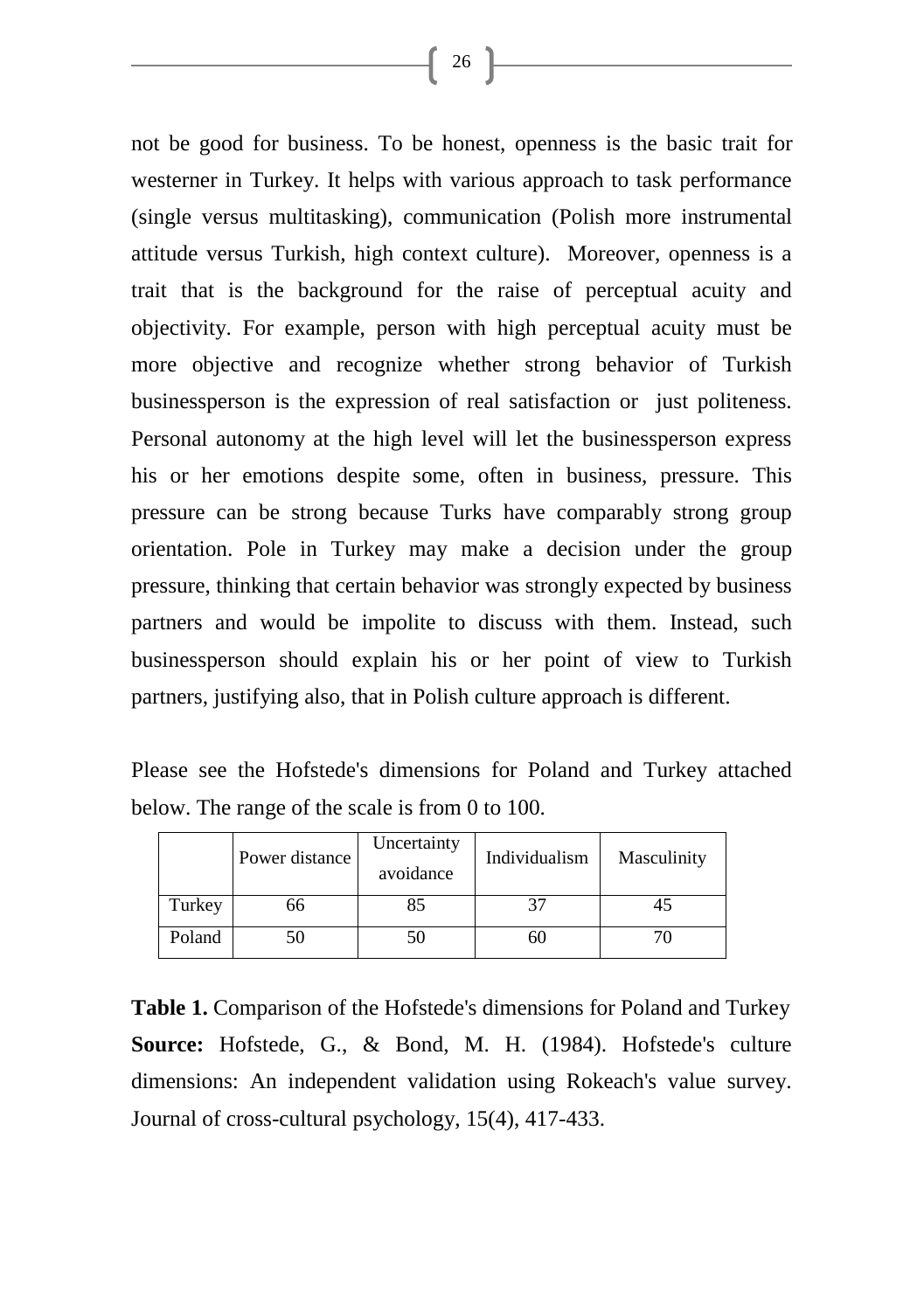not be good for business. To be honest, openness is the basic trait for westerner in Turkey. It helps with various approach to task performance (single versus multitasking), communication (Polish more instrumental attitude versus Turkish, high context culture). Moreover, openness is a trait that is the background for the raise of perceptual acuity and objectivity. For example, person with high perceptual acuity must be more objective and recognize whether strong behavior of Turkish businessperson is the expression of real satisfaction or just politeness. Personal autonomy at the high level will let the businessperson express his or her emotions despite some, often in business, pressure. This pressure can be strong because Turks have comparably strong group orientation. Pole in Turkey may make a decision under the group pressure, thinking that certain behavior was strongly expected by business partners and would be impolite to discuss with them. Instead, such businessperson should explain his or her point of view to Turkish partners, justifying also, that in Polish culture approach is different.

Please see the Hofstede's dimensions for Poland and Turkey attached below. The range of the scale is from 0 to 100.

| | Power distance | Uncertainty avoidance | Individualism | Masculinity |
|---|---|---|---|---|
| Turkey | 66 | 85 | 37 | 45 |
| Poland | 50 | 50 | 60 | 70 |

**Table 1.** Comparison of the Hofstede's dimensions for Poland and Turkey
**Source:** Hofstede, G., & Bond, M. H. (1984). Hofstede's culture dimensions: An independent validation using Rokeach's value survey. Journal of cross-cultural psychology, 15(4), 417-433.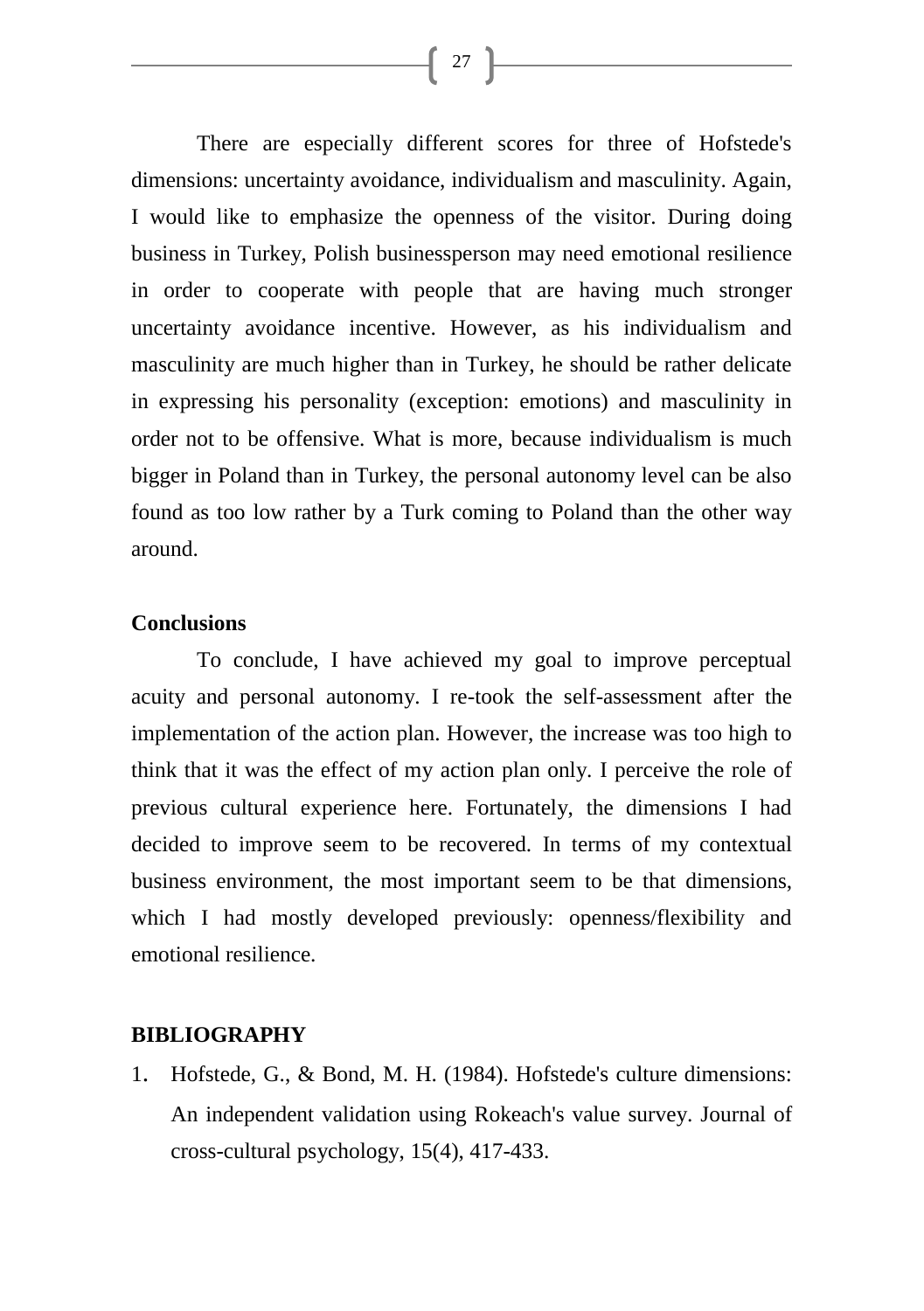There are especially different scores for three of Hofstede's dimensions: uncertainty avoidance, individualism and masculinity. Again, I would like to emphasize the openness of the visitor. During doing business in Turkey, Polish businessperson may need emotional resilience in order to cooperate with people that are having much stronger uncertainty avoidance incentive. However, as his individualism and masculinity are much higher than in Turkey, he should be rather delicate in expressing his personality (exception: emotions) and masculinity in order not to be offensive. What is more, because individualism is much bigger in Poland than in Turkey, the personal autonomy level can be also found as too low rather by a Turk coming to Poland than the other way around.

**Conclusions**

To conclude, I have achieved my goal to improve perceptual acuity and personal autonomy. I re-took the self-assessment after the implementation of the action plan. However, the increase was too high to think that it was the effect of my action plan only. I perceive the role of previous cultural experience here. Fortunately, the dimensions I had decided to improve seem to be recovered. In terms of my contextual business environment, the most important seem to be that dimensions, which I had mostly developed previously: openness/flexibility and emotional resilience.

## BIBLIOGRAPHY

1. Hofstede, G., & Bond, M. H. (1984). Hofstede's culture dimensions: An independent validation using Rokeach's value survey. Journal of cross-cultural psychology, 15(4), 417-433.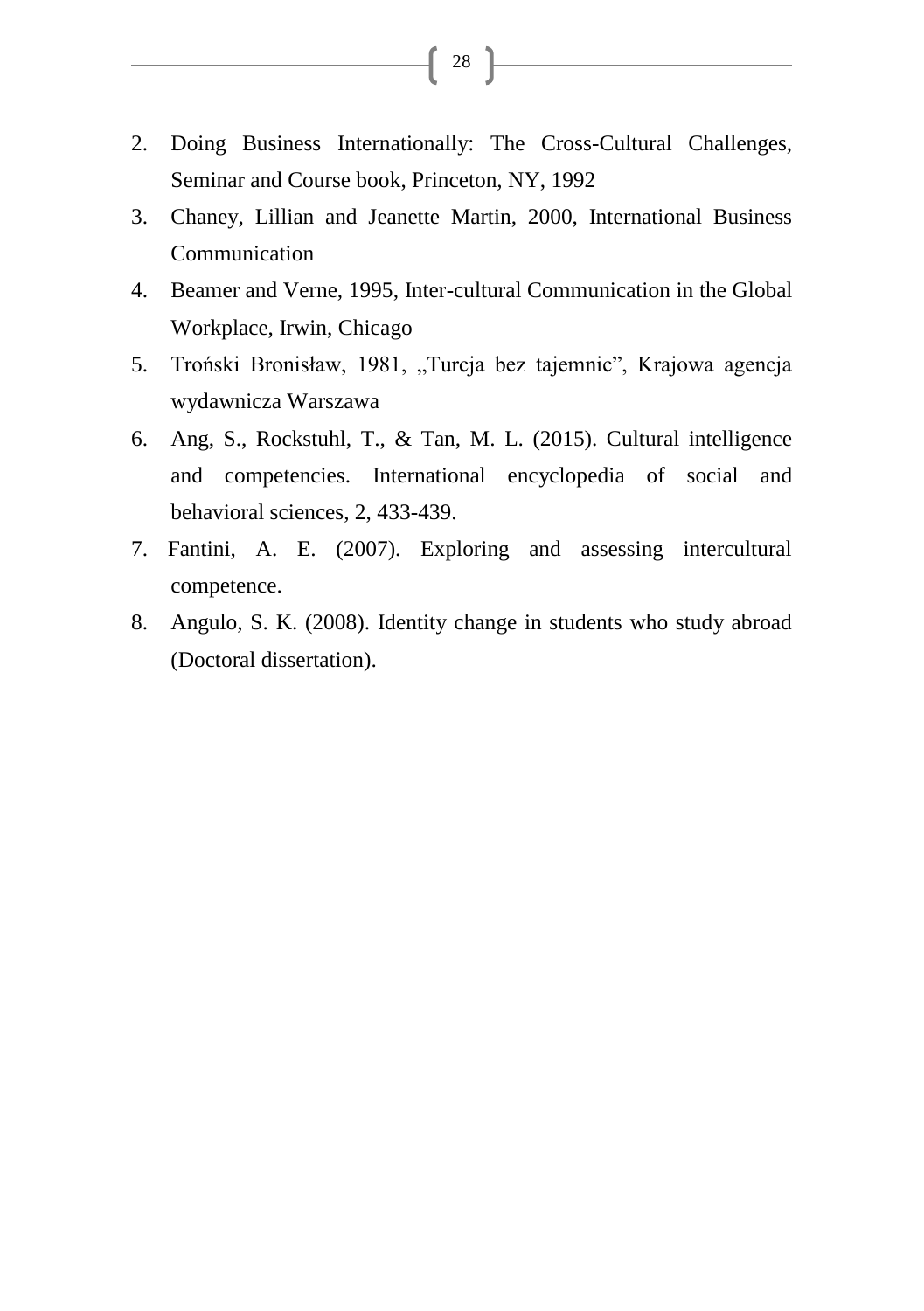2. Doing Business Internationally: The Cross-Cultural Challenges, Seminar and Course book, Princeton, NY, 1992
3. Chaney, Lillian and Jeanette Martin, 2000, International Business Communication
4. Beamer and Verne, 1995, Inter-cultural Communication in the Global Workplace, Irwin, Chicago
5. Troński Bronisław, 1981, „Turcja bez tajemnic", Krajowa agencja wydawnicza Warszawa
6. Ang, S., Rockstuhl, T., & Tan, M. L. (2015). Cultural intelligence and competencies. International encyclopedia of social and behavioral sciences, 2, 433-439.
7. Fantini, A. E. (2007). Exploring and assessing intercultural competence.
8. Angulo, S. K. (2008). Identity change in students who study abroad (Doctoral dissertation).